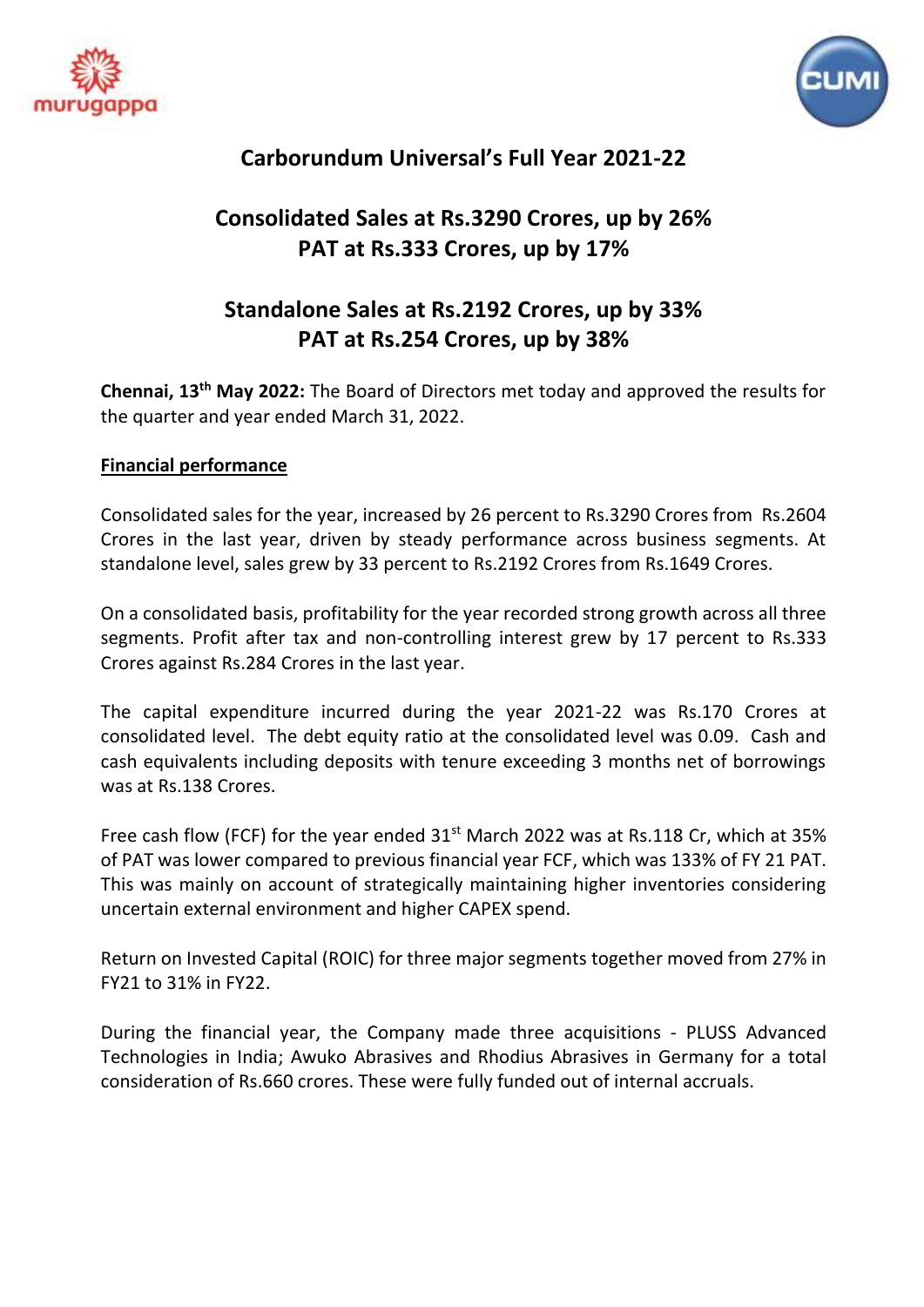# Carborundum Universal's Full Year 2021-22

## Consolidated Sales at Rs.3290 Crores, up by 26%
## PAT at Rs.333 Crores, up by 17%

## Standalone Sales at Rs.2192 Crores, up by 33%
## PAT at Rs.254 Crores, up by 38%

**Chennai, 13th May 2022:** The Board of Directors met today and approved the results for the quarter and year ended March 31, 2022.

**Financial performance**

Consolidated sales for the year, increased by 26 percent to Rs.3290 Crores from Rs.2604 Crores in the last year, driven by steady performance across business segments. At standalone level, sales grew by 33 percent to Rs.2192 Crores from Rs.1649 Crores.

On a consolidated basis, profitability for the year recorded strong growth across all three segments. Profit after tax and non-controlling interest grew by 17 percent to Rs.333 Crores against Rs.284 Crores in the last year.

The capital expenditure incurred during the year 2021-22 was Rs.170 Crores at consolidated level. The debt equity ratio at the consolidated level was 0.09. Cash and cash equivalents including deposits with tenure exceeding 3 months net of borrowings was at Rs.138 Crores.

Free cash flow (FCF) for the year ended 31st March 2022 was at Rs.118 Cr, which at 35% of PAT was lower compared to previous financial year FCF, which was 133% of FY 21 PAT. This was mainly on account of strategically maintaining higher inventories considering uncertain external environment and higher CAPEX spend.

Return on Invested Capital (ROIC) for three major segments together moved from 27% in FY21 to 31% in FY22.

During the financial year, the Company made three acquisitions - PLUSS Advanced Technologies in India; Awuko Abrasives and Rhodius Abrasives in Germany for a total consideration of Rs.660 crores. These were fully funded out of internal accruals.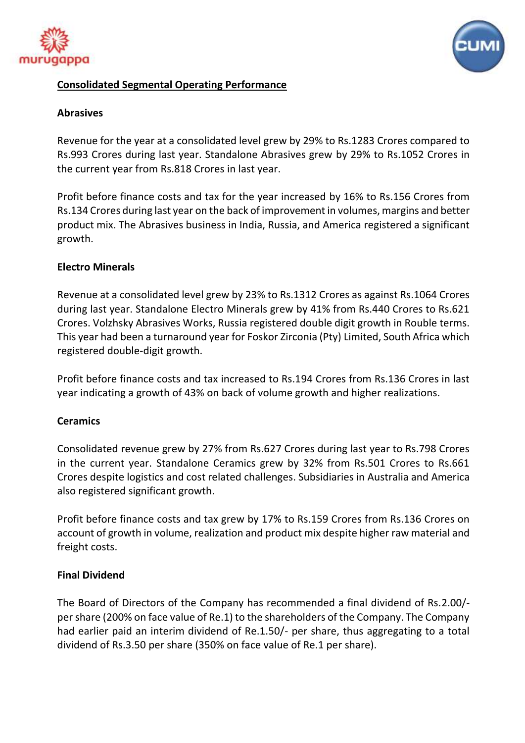## Consolidated Segmental Operating Performance

### Abrasives

Revenue for the year at a consolidated level grew by 29% to Rs.1283 Crores compared to Rs.993 Crores during last year. Standalone Abrasives grew by 29% to Rs.1052 Crores in the current year from Rs.818 Crores in last year.

Profit before finance costs and tax for the year increased by 16% to Rs.156 Crores from Rs.134 Crores during last year on the back of improvement in volumes, margins and better product mix. The Abrasives business in India, Russia, and America registered a significant growth.

### Electro Minerals

Revenue at a consolidated level grew by 23% to Rs.1312 Crores as against Rs.1064 Crores during last year. Standalone Electro Minerals grew by 41% from Rs.440 Crores to Rs.621 Crores. Volzhsky Abrasives Works, Russia registered double digit growth in Rouble terms. This year had been a turnaround year for Foskor Zirconia (Pty) Limited, South Africa which registered double-digit growth.

Profit before finance costs and tax increased to Rs.194 Crores from Rs.136 Crores in last year indicating a growth of 43% on back of volume growth and higher realizations.

### Ceramics

Consolidated revenue grew by 27% from Rs.627 Crores during last year to Rs.798 Crores in the current year. Standalone Ceramics grew by 32% from Rs.501 Crores to Rs.661 Crores despite logistics and cost related challenges. Subsidiaries in Australia and America also registered significant growth.

Profit before finance costs and tax grew by 17% to Rs.159 Crores from Rs.136 Crores on account of growth in volume, realization and product mix despite higher raw material and freight costs.

### Final Dividend

The Board of Directors of the Company has recommended a final dividend of Rs.2.00/- per share (200% on face value of Re.1) to the shareholders of the Company. The Company had earlier paid an interim dividend of Re.1.50/- per share, thus aggregating to a total dividend of Rs.3.50 per share (350% on face value of Re.1 per share).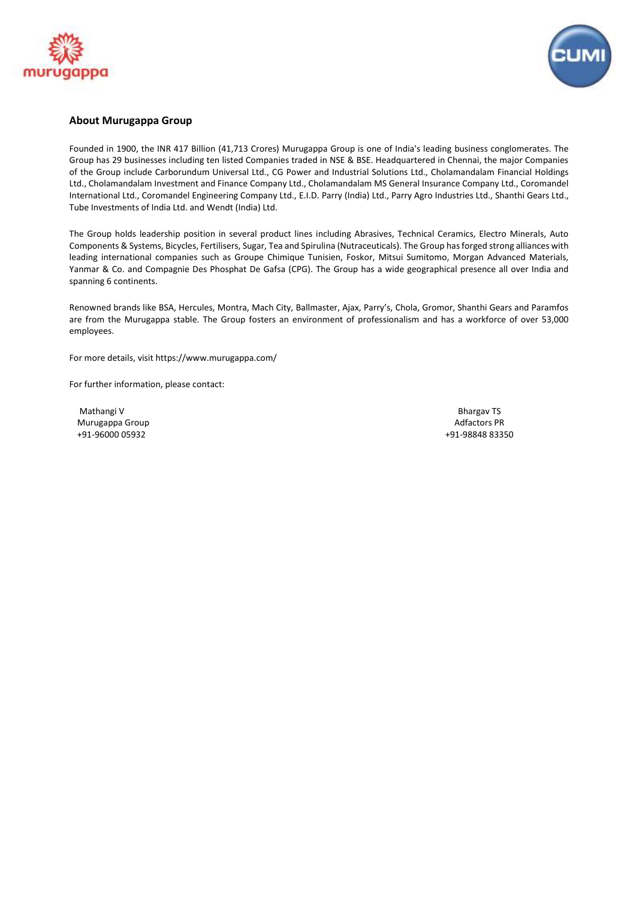## About Murugappa Group

Founded in 1900, the INR 417 Billion (41,713 Crores) Murugappa Group is one of India's leading business conglomerates. The Group has 29 businesses including ten listed Companies traded in NSE & BSE. Headquartered in Chennai, the major Companies of the Group include Carborundum Universal Ltd., CG Power and Industrial Solutions Ltd., Cholamandalam Financial Holdings Ltd., Cholamandalam Investment and Finance Company Ltd., Cholamandalam MS General Insurance Company Ltd., Coromandel International Ltd., Coromandel Engineering Company Ltd., E.I.D. Parry (India) Ltd., Parry Agro Industries Ltd., Shanthi Gears Ltd., Tube Investments of India Ltd. and Wendt (India) Ltd.

The Group holds leadership position in several product lines including Abrasives, Technical Ceramics, Electro Minerals, Auto Components & Systems, Bicycles, Fertilisers, Sugar, Tea and Spirulina (Nutraceuticals). The Group has forged strong alliances with leading international companies such as Groupe Chimique Tunisien, Foskor, Mitsui Sumitomo, Morgan Advanced Materials, Yanmar & Co. and Compagnie Des Phosphat De Gafsa (CPG). The Group has a wide geographical presence all over India and spanning 6 continents.

Renowned brands like BSA, Hercules, Montra, Mach City, Ballmaster, Ajax, Parry's, Chola, Gromor, Shanthi Gears and Paramfos are from the Murugappa stable. The Group fosters an environment of professionalism and has a workforce of over 53,000 employees.

For more details, visit https://www.murugappa.com/

For further information, please contact:

Mathangi V
Murugappa Group
+91-96000 05932

Bhargav TS
Adfactors PR
+91-98848 83350